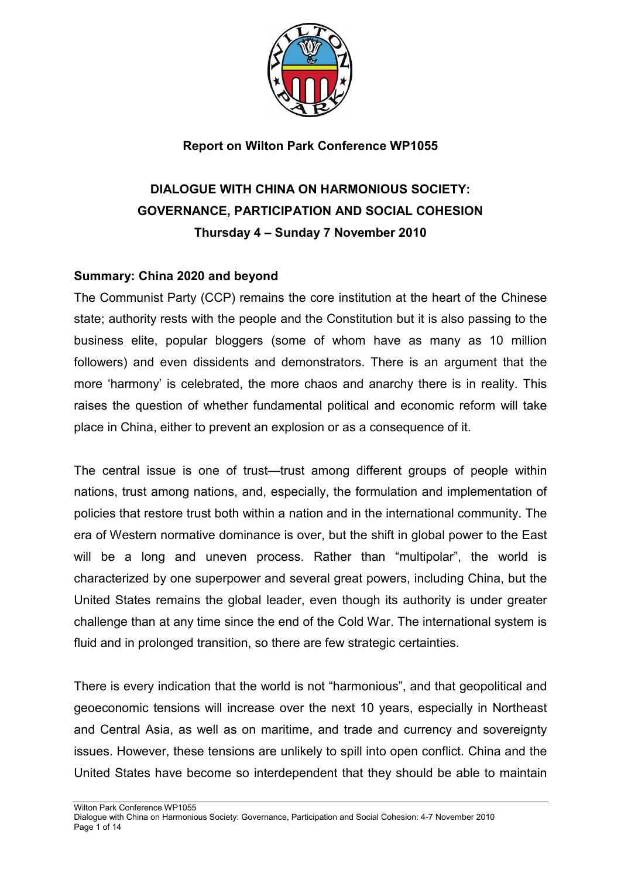**Report on Wilton Park Conference WP1055**

# DIALOGUE WITH CHINA ON HARMONIOUS SOCIETY: GOVERNANCE, PARTICIPATION AND SOCIAL COHESION

**Thursday 4 – Sunday 7 November 2010**

## Summary: China 2020 and beyond

The Communist Party (CCP) remains the core institution at the heart of the Chinese state; authority rests with the people and the Constitution but it is also passing to the business elite, popular bloggers (some of whom have as many as 10 million followers) and even dissidents and demonstrators. There is an argument that the more 'harmony' is celebrated, the more chaos and anarchy there is in reality. This raises the question of whether fundamental political and economic reform will take place in China, either to prevent an explosion or as a consequence of it.

The central issue is one of trust—trust among different groups of people within nations, trust among nations, and, especially, the formulation and implementation of policies that restore trust both within a nation and in the international community. The era of Western normative dominance is over, but the shift in global power to the East will be a long and uneven process. Rather than "multipolar", the world is characterized by one superpower and several great powers, including China, but the United States remains the global leader, even though its authority is under greater challenge than at any time since the end of the Cold War. The international system is fluid and in prolonged transition, so there are few strategic certainties.

There is every indication that the world is not "harmonious", and that geopolitical and geoeconomic tensions will increase over the next 10 years, especially in Northeast and Central Asia, as well as on maritime, and trade and currency and sovereignty issues. However, these tensions are unlikely to spill into open conflict. China and the United States have become so interdependent that they should be able to maintain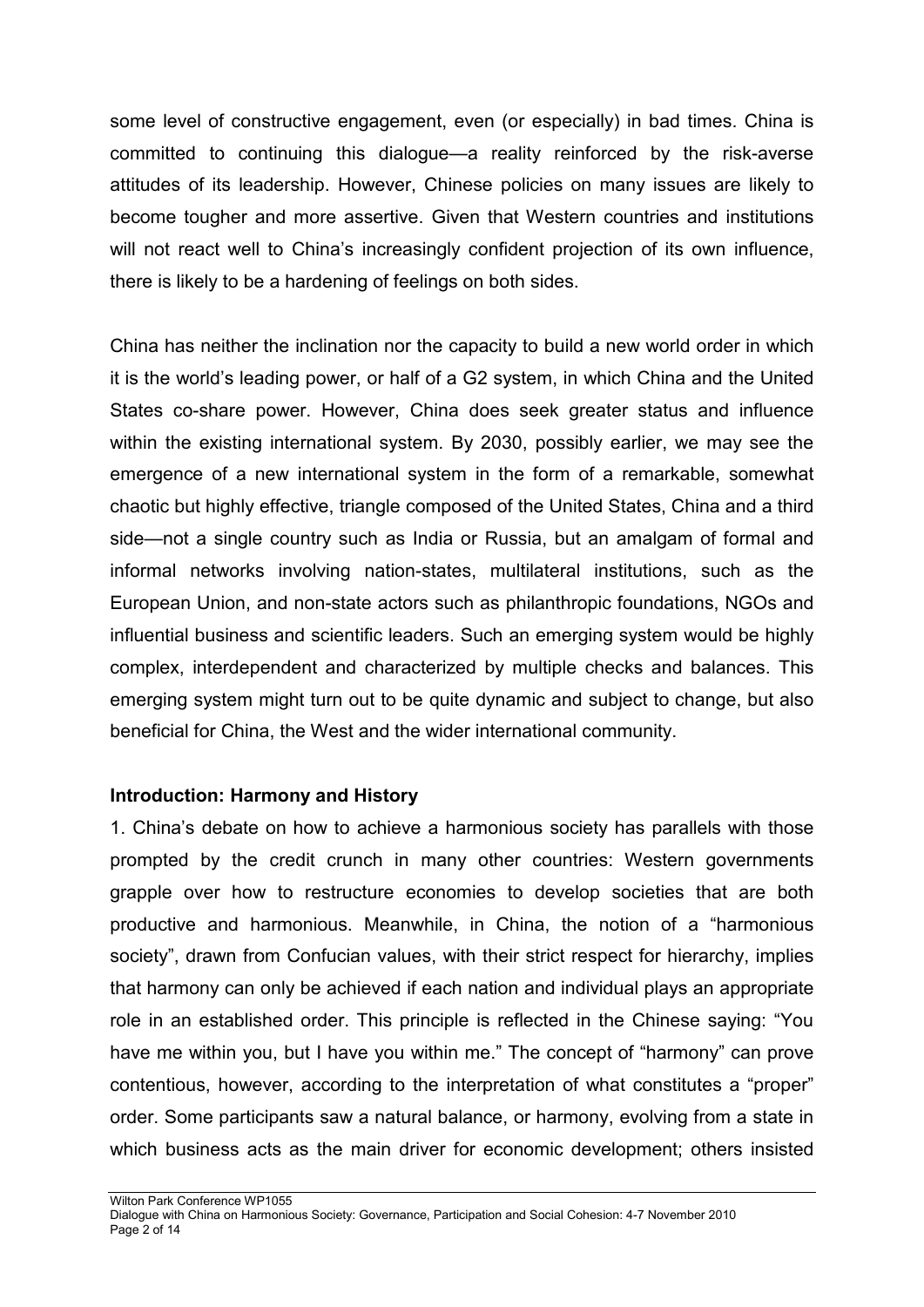some level of constructive engagement, even (or especially) in bad times. China is committed to continuing this dialogue—a reality reinforced by the risk-averse attitudes of its leadership. However, Chinese policies on many issues are likely to become tougher and more assertive. Given that Western countries and institutions will not react well to China's increasingly confident projection of its own influence, there is likely to be a hardening of feelings on both sides.

China has neither the inclination nor the capacity to build a new world order in which it is the world's leading power, or half of a G2 system, in which China and the United States co-share power. However, China does seek greater status and influence within the existing international system. By 2030, possibly earlier, we may see the emergence of a new international system in the form of a remarkable, somewhat chaotic but highly effective, triangle composed of the United States, China and a third side—not a single country such as India or Russia, but an amalgam of formal and informal networks involving nation-states, multilateral institutions, such as the European Union, and non-state actors such as philanthropic foundations, NGOs and influential business and scientific leaders. Such an emerging system would be highly complex, interdependent and characterized by multiple checks and balances. This emerging system might turn out to be quite dynamic and subject to change, but also beneficial for China, the West and the wider international community.

**Introduction: Harmony and History**

1. China's debate on how to achieve a harmonious society has parallels with those prompted by the credit crunch in many other countries: Western governments grapple over how to restructure economies to develop societies that are both productive and harmonious. Meanwhile, in China, the notion of a "harmonious society", drawn from Confucian values, with their strict respect for hierarchy, implies that harmony can only be achieved if each nation and individual plays an appropriate role in an established order. This principle is reflected in the Chinese saying: "You have me within you, but I have you within me." The concept of "harmony" can prove contentious, however, according to the interpretation of what constitutes a "proper" order. Some participants saw a natural balance, or harmony, evolving from a state in which business acts as the main driver for economic development; others insisted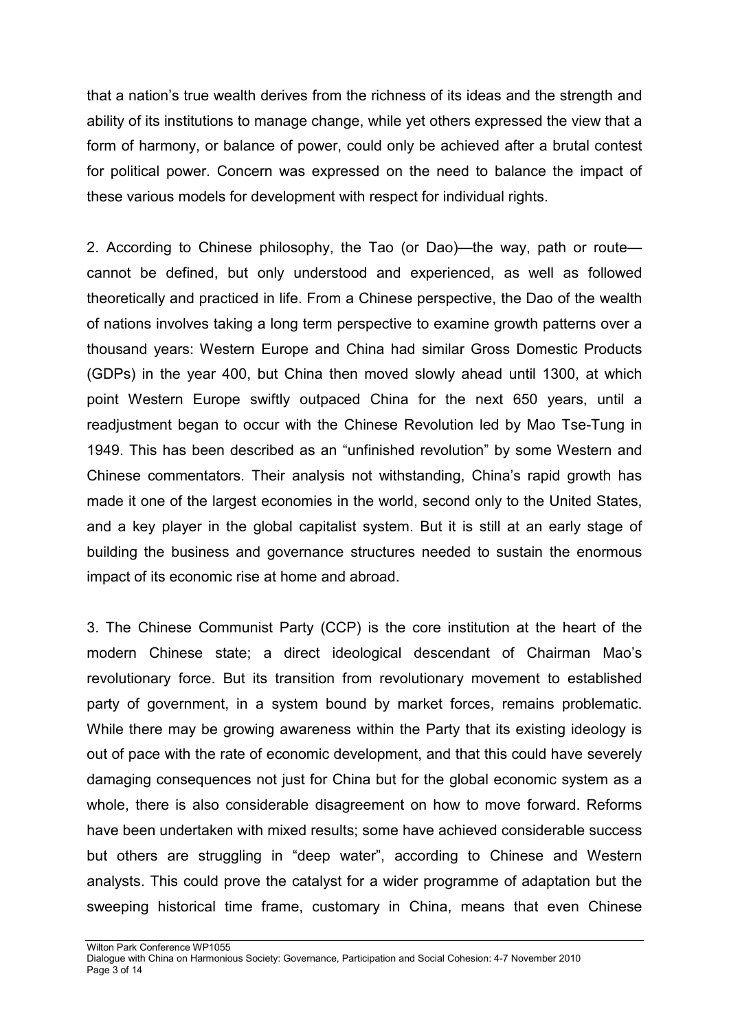that a nation's true wealth derives from the richness of its ideas and the strength and ability of its institutions to manage change, while yet others expressed the view that a form of harmony, or balance of power, could only be achieved after a brutal contest for political power. Concern was expressed on the need to balance the impact of these various models for development with respect for individual rights.

2. According to Chinese philosophy, the Tao (or Dao)—the way, path or route—cannot be defined, but only understood and experienced, as well as followed theoretically and practiced in life. From a Chinese perspective, the Dao of the wealth of nations involves taking a long term perspective to examine growth patterns over a thousand years: Western Europe and China had similar Gross Domestic Products (GDPs) in the year 400, but China then moved slowly ahead until 1300, at which point Western Europe swiftly outpaced China for the next 650 years, until a readjustment began to occur with the Chinese Revolution led by Mao Tse-Tung in 1949. This has been described as an "unfinished revolution" by some Western and Chinese commentators. Their analysis not withstanding, China's rapid growth has made it one of the largest economies in the world, second only to the United States, and a key player in the global capitalist system. But it is still at an early stage of building the business and governance structures needed to sustain the enormous impact of its economic rise at home and abroad.

3. The Chinese Communist Party (CCP) is the core institution at the heart of the modern Chinese state; a direct ideological descendant of Chairman Mao's revolutionary force. But its transition from revolutionary movement to established party of government, in a system bound by market forces, remains problematic. While there may be growing awareness within the Party that its existing ideology is out of pace with the rate of economic development, and that this could have severely damaging consequences not just for China but for the global economic system as a whole, there is also considerable disagreement on how to move forward. Reforms have been undertaken with mixed results; some have achieved considerable success but others are struggling in "deep water", according to Chinese and Western analysts. This could prove the catalyst for a wider programme of adaptation but the sweeping historical time frame, customary in China, means that even Chinese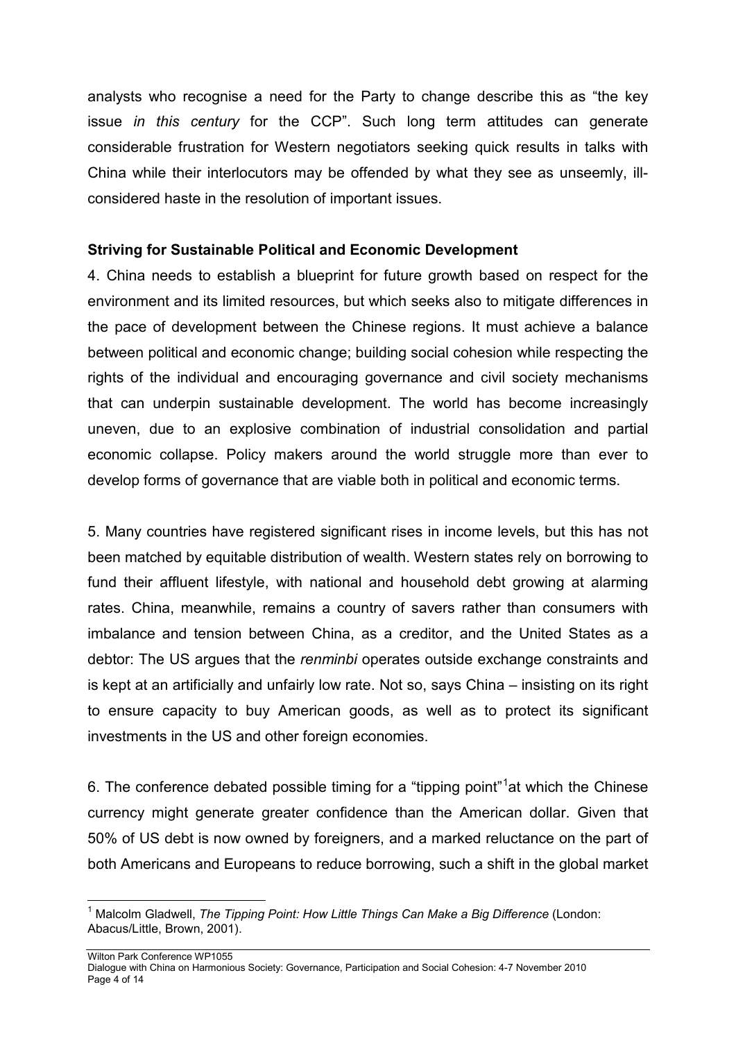analysts who recognise a need for the Party to change describe this as "the key issue *in this century* for the CCP". Such long term attitudes can generate considerable frustration for Western negotiators seeking quick results in talks with China while their interlocutors may be offended by what they see as unseemly, ill-considered haste in the resolution of important issues.

**Striving for Sustainable Political and Economic Development**

4. China needs to establish a blueprint for future growth based on respect for the environment and its limited resources, but which seeks also to mitigate differences in the pace of development between the Chinese regions. It must achieve a balance between political and economic change; building social cohesion while respecting the rights of the individual and encouraging governance and civil society mechanisms that can underpin sustainable development. The world has become increasingly uneven, due to an explosive combination of industrial consolidation and partial economic collapse. Policy makers around the world struggle more than ever to develop forms of governance that are viable both in political and economic terms.

5. Many countries have registered significant rises in income levels, but this has not been matched by equitable distribution of wealth. Western states rely on borrowing to fund their affluent lifestyle, with national and household debt growing at alarming rates. China, meanwhile, remains a country of savers rather than consumers with imbalance and tension between China, as a creditor, and the United States as a debtor: The US argues that the *renminbi* operates outside exchange constraints and is kept at an artificially and unfairly low rate. Not so, says China – insisting on its right to ensure capacity to buy American goods, as well as to protect its significant investments in the US and other foreign economies.

6. The conference debated possible timing for a "tipping point"[1] at which the Chinese currency might generate greater confidence than the American dollar. Given that 50% of US debt is now owned by foreigners, and a marked reluctance on the part of both Americans and Europeans to reduce borrowing, such a shift in the global market

---

[1] Malcolm Gladwell, *The Tipping Point: How Little Things Can Make a Big Difference* (London: Abacus/Little, Brown, 2001).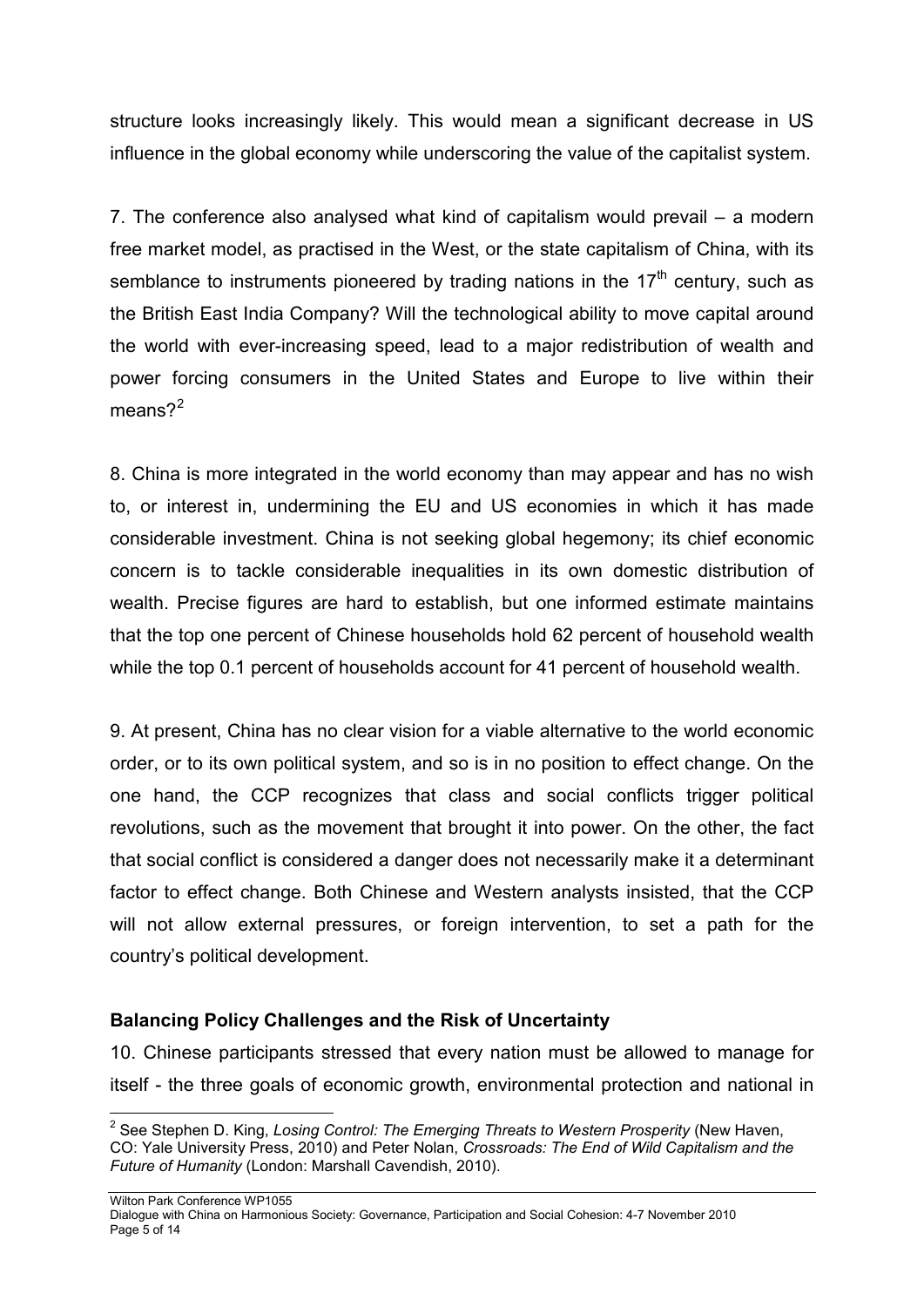structure looks increasingly likely. This would mean a significant decrease in US influence in the global economy while underscoring the value of the capitalist system.

7. The conference also analysed what kind of capitalism would prevail – a modern free market model, as practised in the West, or the state capitalism of China, with its semblance to instruments pioneered by trading nations in the 17th century, such as the British East India Company? Will the technological ability to move capital around the world with ever-increasing speed, lead to a major redistribution of wealth and power forcing consumers in the United States and Europe to live within their means?[2]

8. China is more integrated in the world economy than may appear and has no wish to, or interest in, undermining the EU and US economies in which it has made considerable investment. China is not seeking global hegemony; its chief economic concern is to tackle considerable inequalities in its own domestic distribution of wealth. Precise figures are hard to establish, but one informed estimate maintains that the top one percent of Chinese households hold 62 percent of household wealth while the top 0.1 percent of households account for 41 percent of household wealth.

9. At present, China has no clear vision for a viable alternative to the world economic order, or to its own political system, and so is in no position to effect change. On the one hand, the CCP recognizes that class and social conflicts trigger political revolutions, such as the movement that brought it into power. On the other, the fact that social conflict is considered a danger does not necessarily make it a determinant factor to effect change. Both Chinese and Western analysts insisted, that the CCP will not allow external pressures, or foreign intervention, to set a path for the country's political development.

**Balancing Policy Challenges and the Risk of Uncertainty**

10. Chinese participants stressed that every nation must be allowed to manage for itself - the three goals of economic growth, environmental protection and national in

---

[2] See Stephen D. King, *Losing Control: The Emerging Threats to Western Prosperity* (New Haven, CO: Yale University Press, 2010) and Peter Nolan, *Crossroads: The End of Wild Capitalism and the Future of Humanity* (London: Marshall Cavendish, 2010).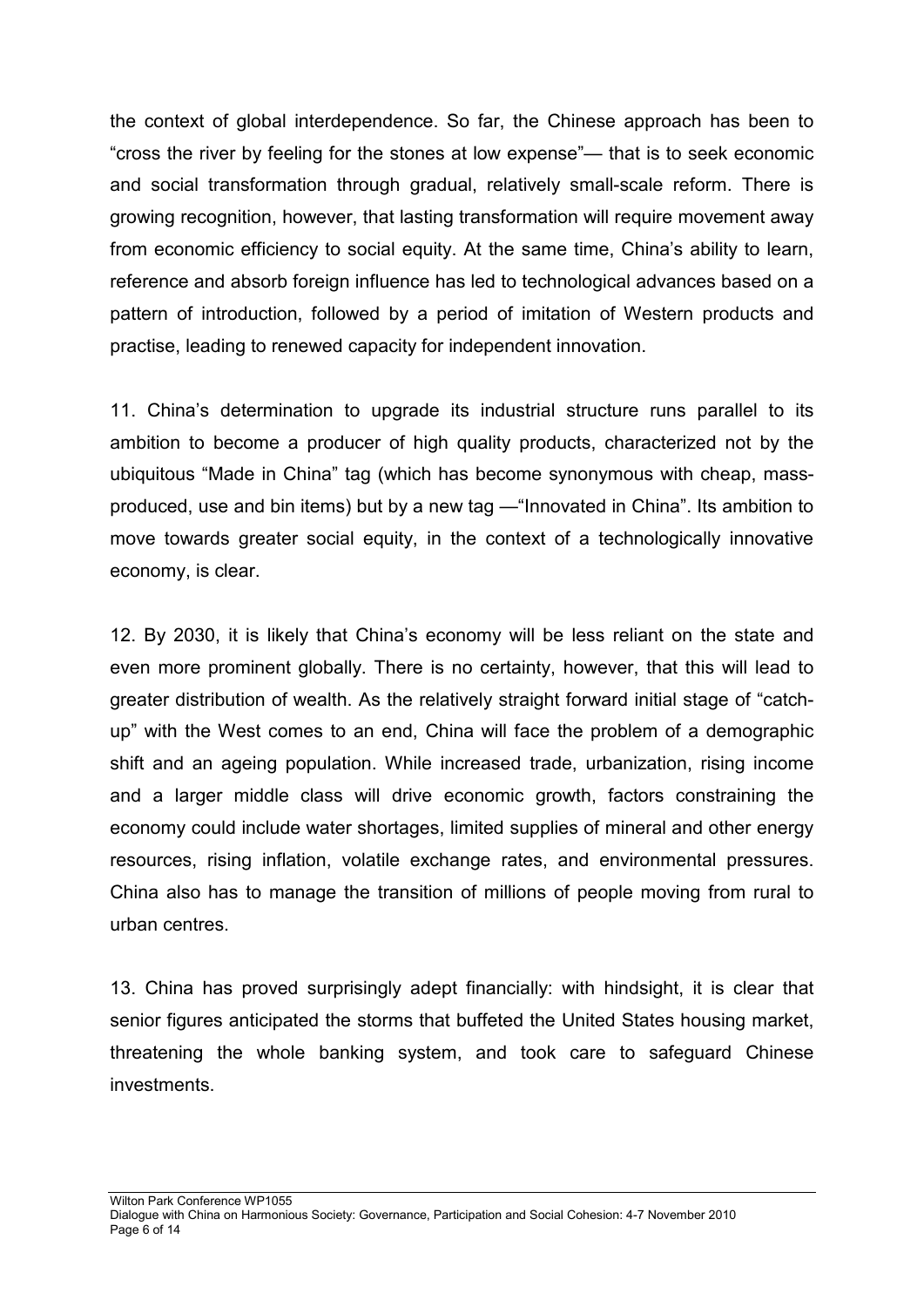the context of global interdependence. So far, the Chinese approach has been to "cross the river by feeling for the stones at low expense"— that is to seek economic and social transformation through gradual, relatively small-scale reform. There is growing recognition, however, that lasting transformation will require movement away from economic efficiency to social equity. At the same time, China's ability to learn, reference and absorb foreign influence has led to technological advances based on a pattern of introduction, followed by a period of imitation of Western products and practise, leading to renewed capacity for independent innovation.

11. China's determination to upgrade its industrial structure runs parallel to its ambition to become a producer of high quality products, characterized not by the ubiquitous "Made in China" tag (which has become synonymous with cheap, mass-produced, use and bin items) but by a new tag —"Innovated in China". Its ambition to move towards greater social equity, in the context of a technologically innovative economy, is clear.

12. By 2030, it is likely that China's economy will be less reliant on the state and even more prominent globally. There is no certainty, however, that this will lead to greater distribution of wealth. As the relatively straight forward initial stage of "catch-up" with the West comes to an end, China will face the problem of a demographic shift and an ageing population. While increased trade, urbanization, rising income and a larger middle class will drive economic growth, factors constraining the economy could include water shortages, limited supplies of mineral and other energy resources, rising inflation, volatile exchange rates, and environmental pressures. China also has to manage the transition of millions of people moving from rural to urban centres.

13. China has proved surprisingly adept financially: with hindsight, it is clear that senior figures anticipated the storms that buffeted the United States housing market, threatening the whole banking system, and took care to safeguard Chinese investments.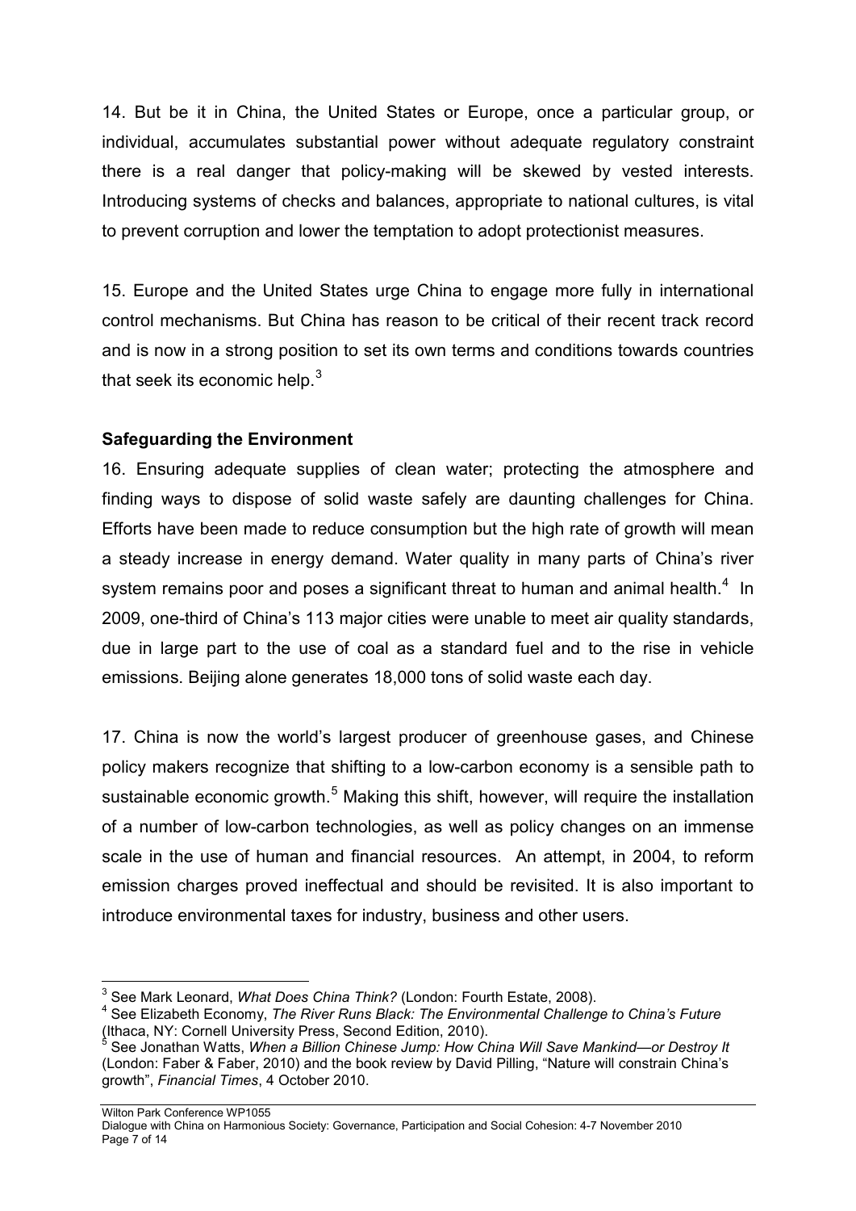14. But be it in China, the United States or Europe, once a particular group, or individual, accumulates substantial power without adequate regulatory constraint there is a real danger that policy-making will be skewed by vested interests. Introducing systems of checks and balances, appropriate to national cultures, is vital to prevent corruption and lower the temptation to adopt protectionist measures.

15. Europe and the United States urge China to engage more fully in international control mechanisms. But China has reason to be critical of their recent track record and is now in a strong position to set its own terms and conditions towards countries that seek its economic help.[3]

**Safeguarding the Environment**

16. Ensuring adequate supplies of clean water; protecting the atmosphere and finding ways to dispose of solid waste safely are daunting challenges for China. Efforts have been made to reduce consumption but the high rate of growth will mean a steady increase in energy demand. Water quality in many parts of China's river system remains poor and poses a significant threat to human and animal health.[4] In 2009, one-third of China's 113 major cities were unable to meet air quality standards, due in large part to the use of coal as a standard fuel and to the rise in vehicle emissions. Beijing alone generates 18,000 tons of solid waste each day.

17. China is now the world's largest producer of greenhouse gases, and Chinese policy makers recognize that shifting to a low-carbon economy is a sensible path to sustainable economic growth.[5] Making this shift, however, will require the installation of a number of low-carbon technologies, as well as policy changes on an immense scale in the use of human and financial resources. An attempt, in 2004, to reform emission charges proved ineffectual and should be revisited. It is also important to introduce environmental taxes for industry, business and other users.

---

[3] See Mark Leonard, *What Does China Think?* (London: Fourth Estate, 2008).

[4] See Elizabeth Economy, *The River Runs Black: The Environmental Challenge to China's Future* (Ithaca, NY: Cornell University Press, Second Edition, 2010).

[5] See Jonathan Watts, *When a Billion Chinese Jump: How China Will Save Mankind—or Destroy It* (London: Faber & Faber, 2010) and the book review by David Pilling, "Nature will constrain China's growth", *Financial Times*, 4 October 2010.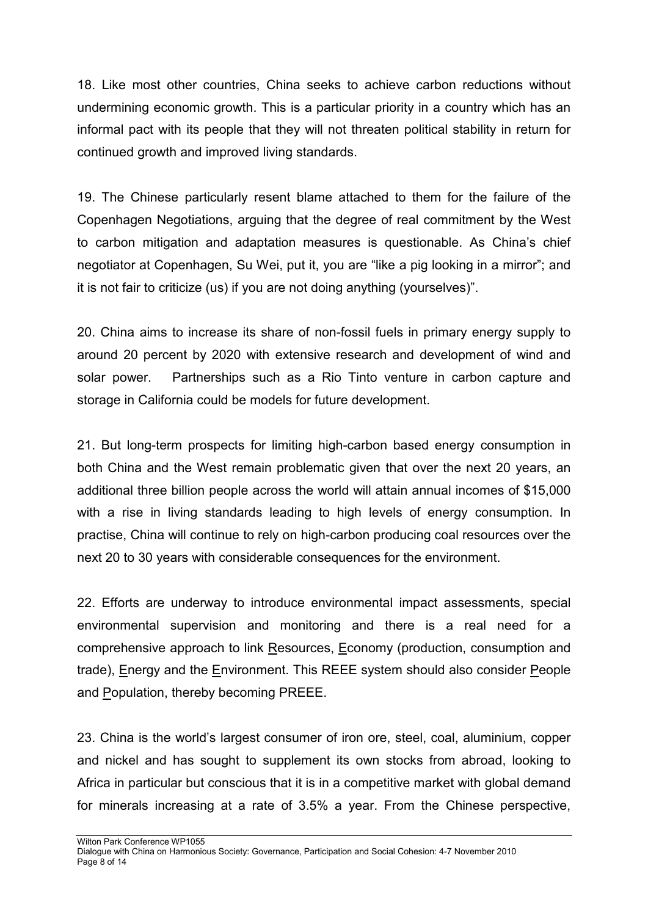18. Like most other countries, China seeks to achieve carbon reductions without undermining economic growth. This is a particular priority in a country which has an informal pact with its people that they will not threaten political stability in return for continued growth and improved living standards.

19. The Chinese particularly resent blame attached to them for the failure of the Copenhagen Negotiations, arguing that the degree of real commitment by the West to carbon mitigation and adaptation measures is questionable. As China's chief negotiator at Copenhagen, Su Wei, put it, you are "like a pig looking in a mirror"; and it is not fair to criticize (us) if you are not doing anything (yourselves)".

20. China aims to increase its share of non-fossil fuels in primary energy supply to around 20 percent by 2020 with extensive research and development of wind and solar power. Partnerships such as a Rio Tinto venture in carbon capture and storage in California could be models for future development.

21. But long-term prospects for limiting high-carbon based energy consumption in both China and the West remain problematic given that over the next 20 years, an additional three billion people across the world will attain annual incomes of $15,000 with a rise in living standards leading to high levels of energy consumption. In practise, China will continue to rely on high-carbon producing coal resources over the next 20 to 30 years with considerable consequences for the environment.

22. Efforts are underway to introduce environmental impact assessments, special environmental supervision and monitoring and there is a real need for a comprehensive approach to link Resources, Economy (production, consumption and trade), Energy and the Environment. This REEE system should also consider People and Population, thereby becoming PREEE.

23. China is the world's largest consumer of iron ore, steel, coal, aluminium, copper and nickel and has sought to supplement its own stocks from abroad, looking to Africa in particular but conscious that it is in a competitive market with global demand for minerals increasing at a rate of 3.5% a year. From the Chinese perspective,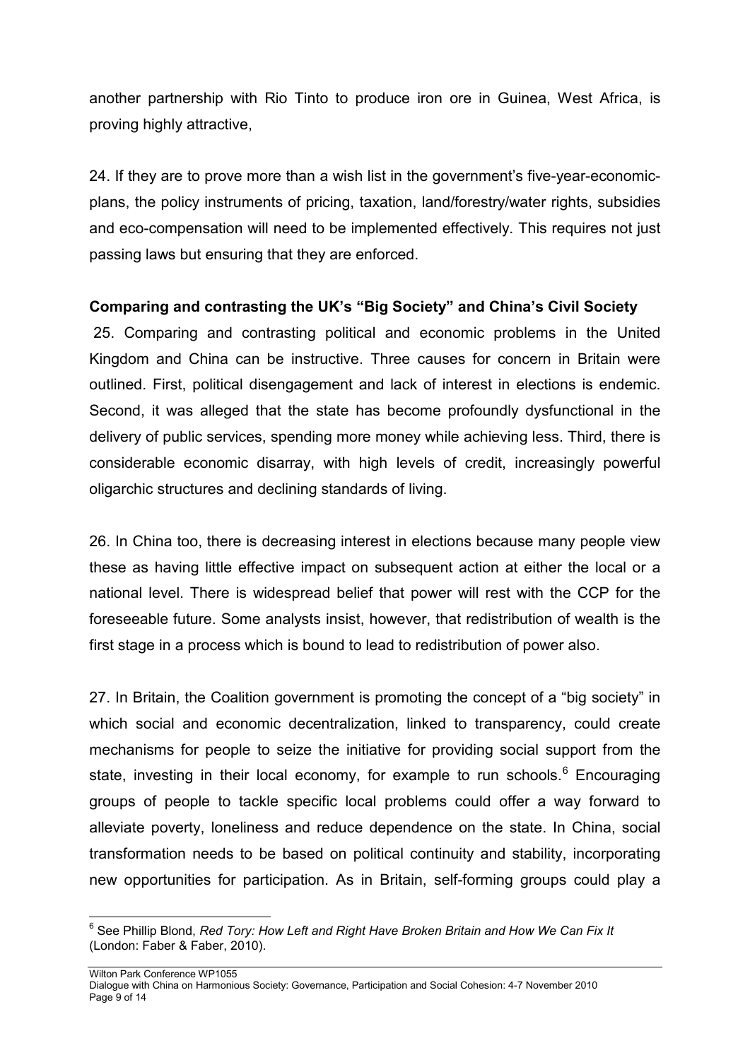another partnership with Rio Tinto to produce iron ore in Guinea, West Africa, is proving highly attractive,

24. If they are to prove more than a wish list in the government's five-year-economic-plans, the policy instruments of pricing, taxation, land/forestry/water rights, subsidies and eco-compensation will need to be implemented effectively. This requires not just passing laws but ensuring that they are enforced.

**Comparing and contrasting the UK's "Big Society" and China's Civil Society**

25. Comparing and contrasting political and economic problems in the United Kingdom and China can be instructive. Three causes for concern in Britain were outlined. First, political disengagement and lack of interest in elections is endemic. Second, it was alleged that the state has become profoundly dysfunctional in the delivery of public services, spending more money while achieving less. Third, there is considerable economic disarray, with high levels of credit, increasingly powerful oligarchic structures and declining standards of living.

26. In China too, there is decreasing interest in elections because many people view these as having little effective impact on subsequent action at either the local or a national level. There is widespread belief that power will rest with the CCP for the foreseeable future. Some analysts insist, however, that redistribution of wealth is the first stage in a process which is bound to lead to redistribution of power also.

27. In Britain, the Coalition government is promoting the concept of a "big society" in which social and economic decentralization, linked to transparency, could create mechanisms for people to seize the initiative for providing social support from the state, investing in their local economy, for example to run schools.[6] Encouraging groups of people to tackle specific local problems could offer a way forward to alleviate poverty, loneliness and reduce dependence on the state. In China, social transformation needs to be based on political continuity and stability, incorporating new opportunities for participation. As in Britain, self-forming groups could play a

[6] See Phillip Blond, *Red Tory: How Left and Right Have Broken Britain and How We Can Fix It* (London: Faber & Faber, 2010).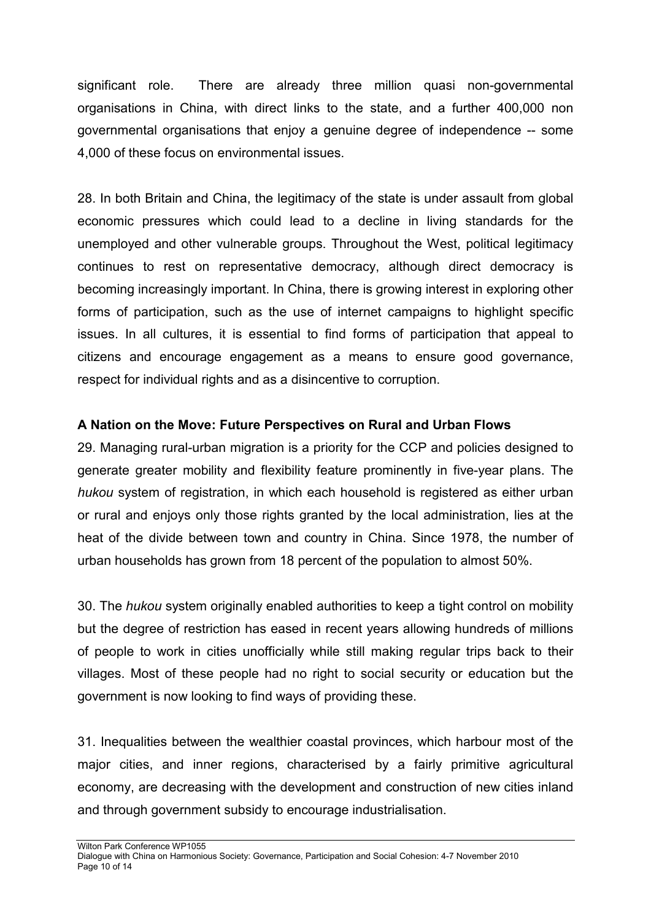significant role. There are already three million quasi non-governmental organisations in China, with direct links to the state, and a further 400,000 non governmental organisations that enjoy a genuine degree of independence -- some 4,000 of these focus on environmental issues.

28. In both Britain and China, the legitimacy of the state is under assault from global economic pressures which could lead to a decline in living standards for the unemployed and other vulnerable groups. Throughout the West, political legitimacy continues to rest on representative democracy, although direct democracy is becoming increasingly important. In China, there is growing interest in exploring other forms of participation, such as the use of internet campaigns to highlight specific issues. In all cultures, it is essential to find forms of participation that appeal to citizens and encourage engagement as a means to ensure good governance, respect for individual rights and as a disincentive to corruption.

**A Nation on the Move: Future Perspectives on Rural and Urban Flows**

29. Managing rural-urban migration is a priority for the CCP and policies designed to generate greater mobility and flexibility feature prominently in five-year plans. The *hukou* system of registration, in which each household is registered as either urban or rural and enjoys only those rights granted by the local administration, lies at the heat of the divide between town and country in China. Since 1978, the number of urban households has grown from 18 percent of the population to almost 50%.

30. The *hukou* system originally enabled authorities to keep a tight control on mobility but the degree of restriction has eased in recent years allowing hundreds of millions of people to work in cities unofficially while still making regular trips back to their villages. Most of these people had no right to social security or education but the government is now looking to find ways of providing these.

31. Inequalities between the wealthier coastal provinces, which harbour most of the major cities, and inner regions, characterised by a fairly primitive agricultural economy, are decreasing with the development and construction of new cities inland and through government subsidy to encourage industrialisation.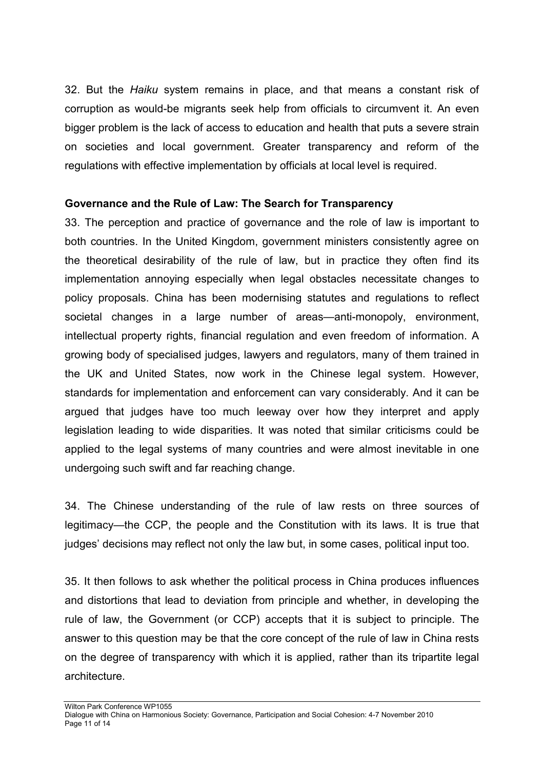32. But the *Haiku* system remains in place, and that means a constant risk of corruption as would-be migrants seek help from officials to circumvent it. An even bigger problem is the lack of access to education and health that puts a severe strain on societies and local government. Greater transparency and reform of the regulations with effective implementation by officials at local level is required.

**Governance and the Rule of Law: The Search for Transparency**

33. The perception and practice of governance and the role of law is important to both countries. In the United Kingdom, government ministers consistently agree on the theoretical desirability of the rule of law, but in practice they often find its implementation annoying especially when legal obstacles necessitate changes to policy proposals. China has been modernising statutes and regulations to reflect societal changes in a large number of areas—anti-monopoly, environment, intellectual property rights, financial regulation and even freedom of information. A growing body of specialised judges, lawyers and regulators, many of them trained in the UK and United States, now work in the Chinese legal system. However, standards for implementation and enforcement can vary considerably. And it can be argued that judges have too much leeway over how they interpret and apply legislation leading to wide disparities. It was noted that similar criticisms could be applied to the legal systems of many countries and were almost inevitable in one undergoing such swift and far reaching change.

34. The Chinese understanding of the rule of law rests on three sources of legitimacy—the CCP, the people and the Constitution with its laws. It is true that judges' decisions may reflect not only the law but, in some cases, political input too.

35. It then follows to ask whether the political process in China produces influences and distortions that lead to deviation from principle and whether, in developing the rule of law, the Government (or CCP) accepts that it is subject to principle. The answer to this question may be that the core concept of the rule of law in China rests on the degree of transparency with which it is applied, rather than its tripartite legal architecture.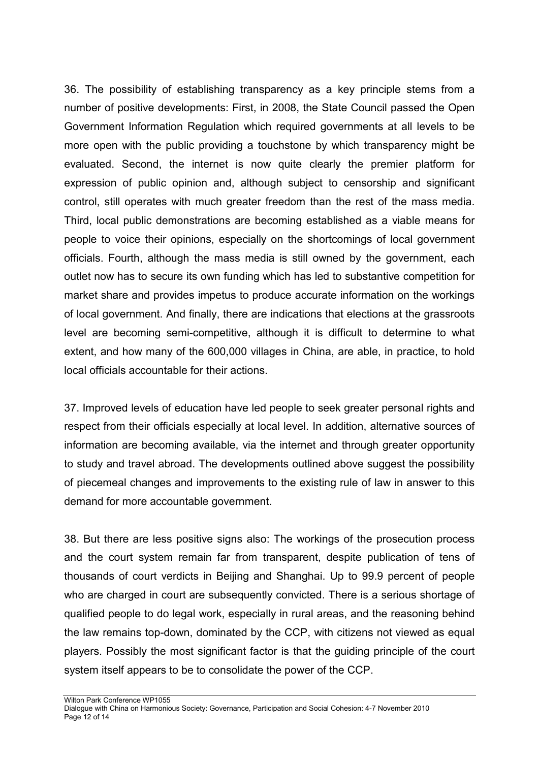36. The possibility of establishing transparency as a key principle stems from a number of positive developments: First, in 2008, the State Council passed the Open Government Information Regulation which required governments at all levels to be more open with the public providing a touchstone by which transparency might be evaluated. Second, the internet is now quite clearly the premier platform for expression of public opinion and, although subject to censorship and significant control, still operates with much greater freedom than the rest of the mass media. Third, local public demonstrations are becoming established as a viable means for people to voice their opinions, especially on the shortcomings of local government officials. Fourth, although the mass media is still owned by the government, each outlet now has to secure its own funding which has led to substantive competition for market share and provides impetus to produce accurate information on the workings of local government. And finally, there are indications that elections at the grassroots level are becoming semi-competitive, although it is difficult to determine to what extent, and how many of the 600,000 villages in China, are able, in practice, to hold local officials accountable for their actions.

37. Improved levels of education have led people to seek greater personal rights and respect from their officials especially at local level. In addition, alternative sources of information are becoming available, via the internet and through greater opportunity to study and travel abroad. The developments outlined above suggest the possibility of piecemeal changes and improvements to the existing rule of law in answer to this demand for more accountable government.

38. But there are less positive signs also: The workings of the prosecution process and the court system remain far from transparent, despite publication of tens of thousands of court verdicts in Beijing and Shanghai. Up to 99.9 percent of people who are charged in court are subsequently convicted. There is a serious shortage of qualified people to do legal work, especially in rural areas, and the reasoning behind the law remains top-down, dominated by the CCP, with citizens not viewed as equal players. Possibly the most significant factor is that the guiding principle of the court system itself appears to be to consolidate the power of the CCP.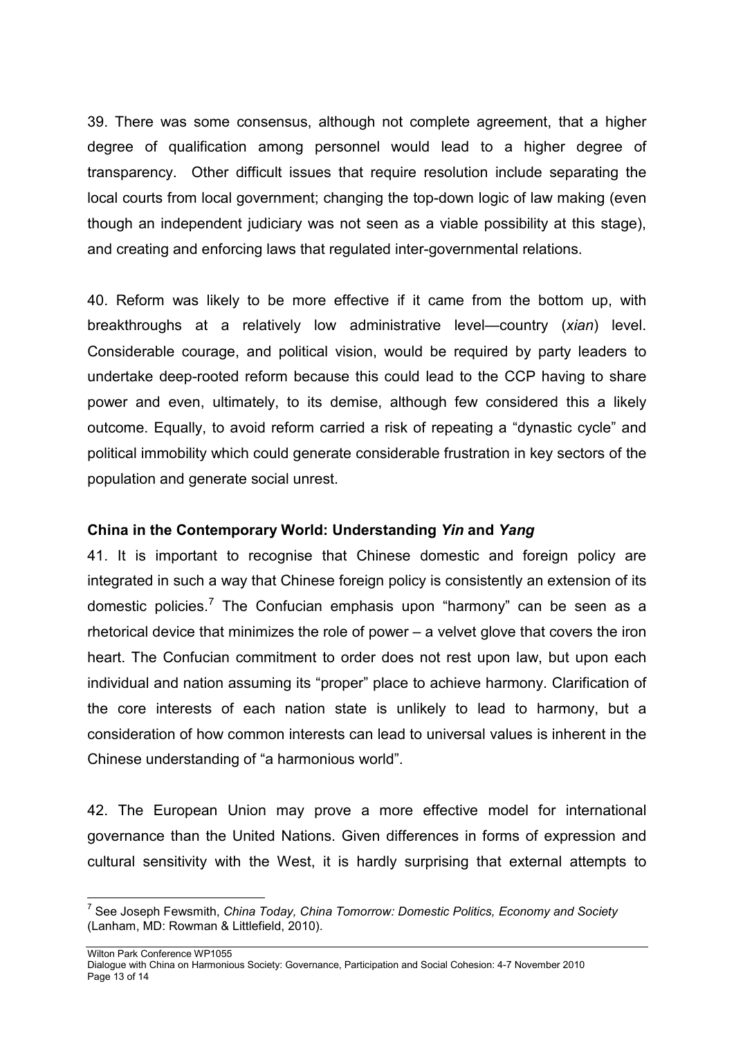39. There was some consensus, although not complete agreement, that a higher degree of qualification among personnel would lead to a higher degree of transparency. Other difficult issues that require resolution include separating the local courts from local government; changing the top-down logic of law making (even though an independent judiciary was not seen as a viable possibility at this stage), and creating and enforcing laws that regulated inter-governmental relations.

40. Reform was likely to be more effective if it came from the bottom up, with breakthroughs at a relatively low administrative level—country (*xian*) level. Considerable courage, and political vision, would be required by party leaders to undertake deep-rooted reform because this could lead to the CCP having to share power and even, ultimately, to its demise, although few considered this a likely outcome. Equally, to avoid reform carried a risk of repeating a "dynastic cycle" and political immobility which could generate considerable frustration in key sectors of the population and generate social unrest.

**China in the Contemporary World: Understanding *Yin* and *Yang***

41. It is important to recognise that Chinese domestic and foreign policy are integrated in such a way that Chinese foreign policy is consistently an extension of its domestic policies.[7] The Confucian emphasis upon "harmony" can be seen as a rhetorical device that minimizes the role of power – a velvet glove that covers the iron heart. The Confucian commitment to order does not rest upon law, but upon each individual and nation assuming its "proper" place to achieve harmony. Clarification of the core interests of each nation state is unlikely to lead to harmony, but a consideration of how common interests can lead to universal values is inherent in the Chinese understanding of "a harmonious world".

42. The European Union may prove a more effective model for international governance than the United Nations. Given differences in forms of expression and cultural sensitivity with the West, it is hardly surprising that external attempts to

[7] See Joseph Fewsmith, *China Today, China Tomorrow: Domestic Politics, Economy and Society* (Lanham, MD: Rowman & Littlefield, 2010).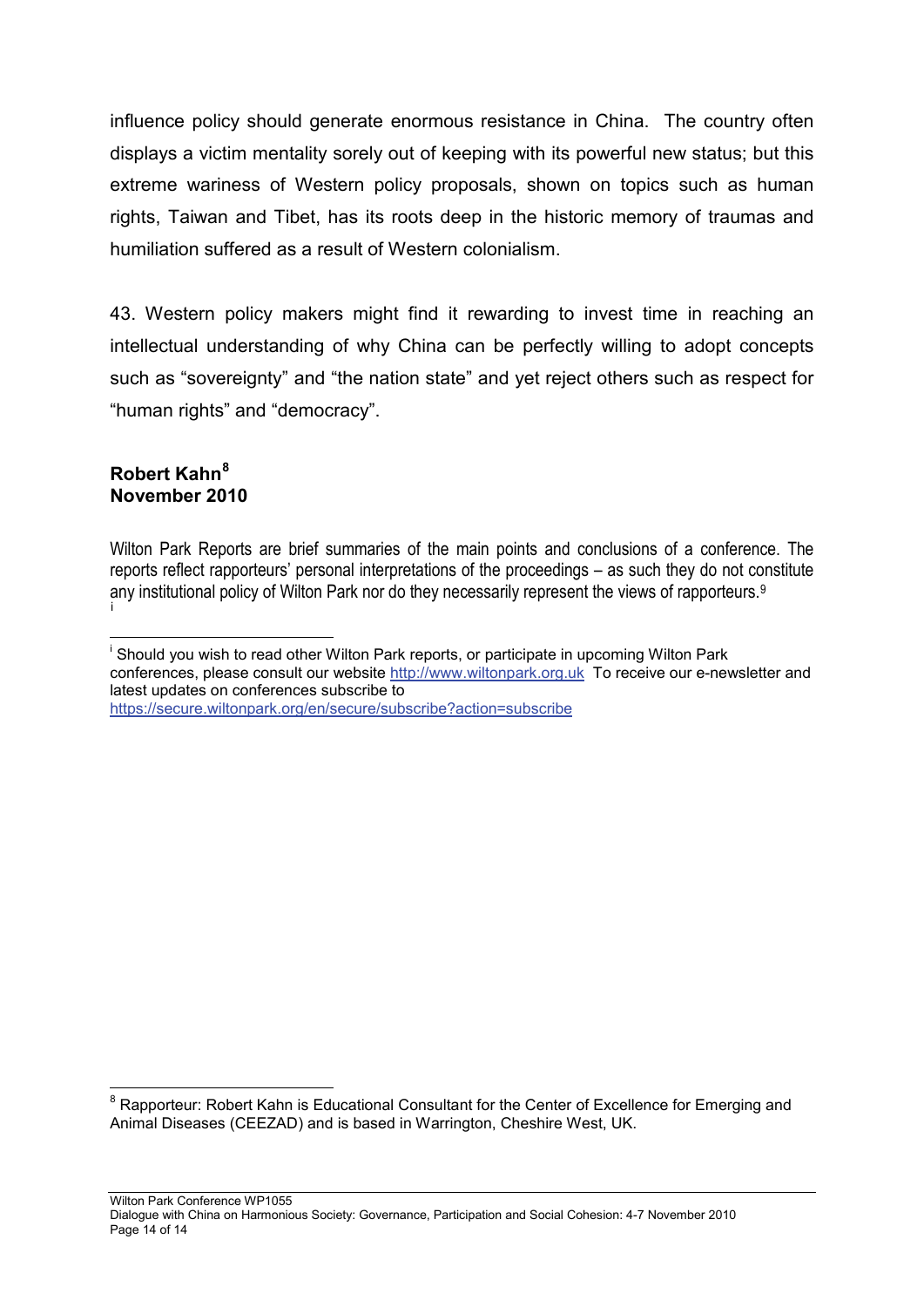influence policy should generate enormous resistance in China. The country often displays a victim mentality sorely out of keeping with its powerful new status; but this extreme wariness of Western policy proposals, shown on topics such as human rights, Taiwan and Tibet, has its roots deep in the historic memory of traumas and humiliation suffered as a result of Western colonialism.

43. Western policy makers might find it rewarding to invest time in reaching an intellectual understanding of why China can be perfectly willing to adopt concepts such as "sovereignty" and "the nation state" and yet reject others such as respect for "human rights" and "democracy".

**Robert Kahn[8]**
**November 2010**

Wilton Park Reports are brief summaries of the main points and conclusions of a conference. The reports reflect rapporteurs' personal interpretations of the proceedings – as such they do not constitute any institutional policy of Wilton Park nor do they necessarily represent the views of rapporteurs.[9] [i]

[i] Should you wish to read other Wilton Park reports, or participate in upcoming Wilton Park conferences, please consult our website http://www.wiltonpark.org.uk To receive our e-newsletter and latest updates on conferences subscribe to https://secure.wiltonpark.org/en/secure/subscribe?action=subscribe

[8] Rapporteur: Robert Kahn is Educational Consultant for the Center of Excellence for Emerging and Animal Diseases (CEEZAD) and is based in Warrington, Cheshire West, UK.